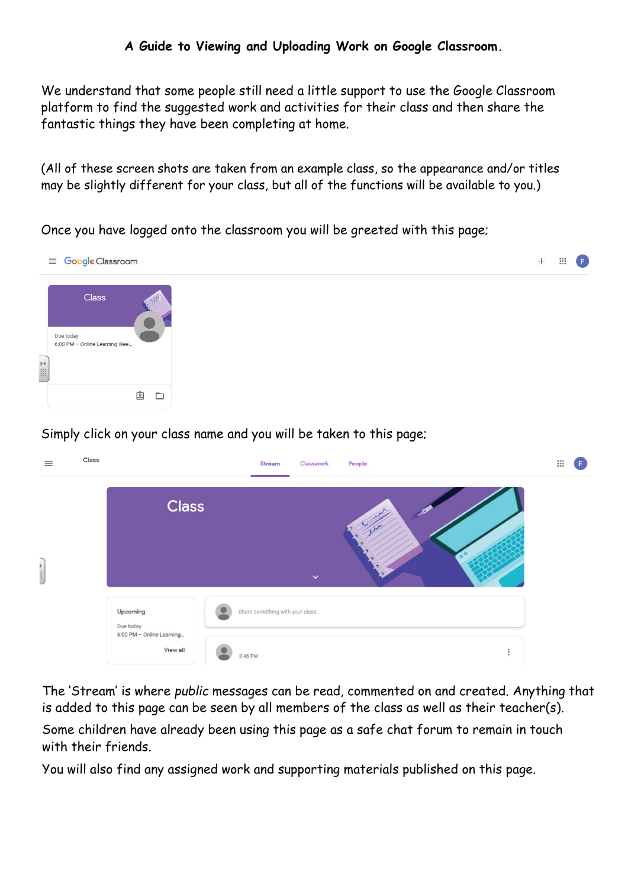# A Guide to Viewing and Uploading Work on Google Classroom.

We understand that some people still need a little support to use the Google Classroom platform to find the suggested work and activities for their class and then share the fantastic things they have been completing at home.

(All of these screen shots are taken from an example class, so the appearance and/or titles may be slightly different for your class, but all of the functions will be available to you.)

Once you have logged onto the classroom you will be greeted with this page;

Simply click on your class name and you will be taken to this page;

The 'Stream' is where *public* messages can be read, commented on and created. Anything that is added to this page can be seen by all members of the class as well as their teacher(s).

Some children have already been using this page as a safe chat forum to remain in touch with their friends.

You will also find any assigned work and supporting materials published on this page.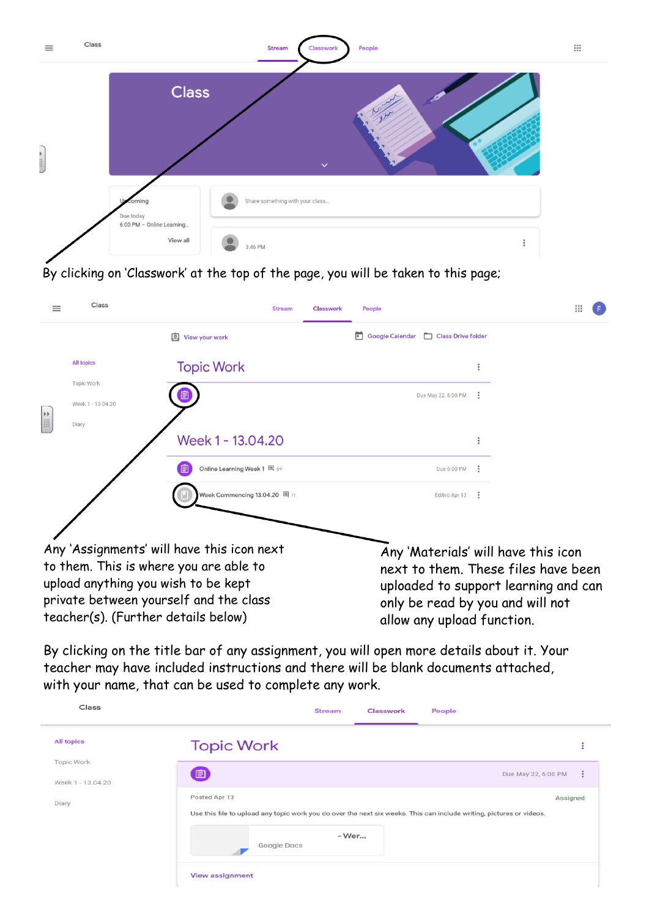By clicking on 'Classwork' at the top of the page, you will be taken to this page;

Any 'Assignments' will have this icon next to them. This is where you are able to upload anything you wish to be kept private between yourself and the class teacher(s). (Further details below)

Any 'Materials' will have this icon next to them. These files have been uploaded to support learning and can only be read by you and will not allow any upload function.

By clicking on the title bar of any assignment, you will open more details about it. Your teacher may have included instructions and there will be blank documents attached, with your name, that can be used to complete any work.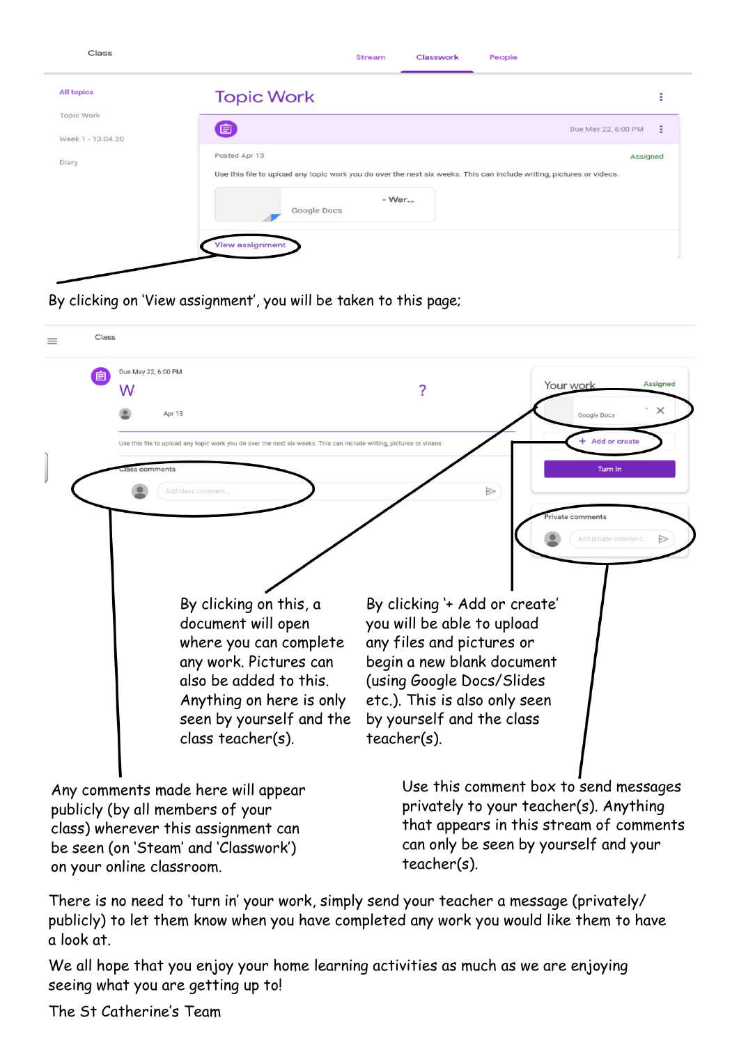Class

Stream Classwork People

All topics

Topic Work

Week 1 - 13.04.20

Diary

Topic Work

Due May 22, 6:00 PM

Posted Apr 13

Assigned

Use this file to upload any topic work you do over the next six weeks. This can include writing, pictures or videos.

- Wer...

Google Docs

View assignment

By clicking on 'View assignment', you will be taken to this page;

Class

Due May 22, 6:00 PM

W ?

Apr 13

Use this file to upload any topic work you do over the next six weeks. This can include writing, pictures or videos.

Class comments

Add class comment...

Your work Assigned

Google Docs

+ Add or create

Turn in

Private comments

Add private comment...

By clicking on this, a document will open where you can complete any work. Pictures can also be added to this. Anything on here is only seen by yourself and the class teacher(s).

By clicking '+ Add or create' you will be able to upload any files and pictures or begin a new blank document (using Google Docs/Slides etc.). This is also only seen by yourself and the class teacher(s).

Any comments made here will appear publicly (by all members of your class) wherever this assignment can be seen (on 'Steam' and 'Classwork') on your online classroom.

Use this comment box to send messages privately to your teacher(s). Anything that appears in this stream of comments can only be seen by yourself and your teacher(s).

There is no need to 'turn in' your work, simply send your teacher a message (privately/ publicly) to let them know when you have completed any work you would like them to have a look at.

We all hope that you enjoy your home learning activities as much as we are enjoying seeing what you are getting up to!

The St Catherine's Team